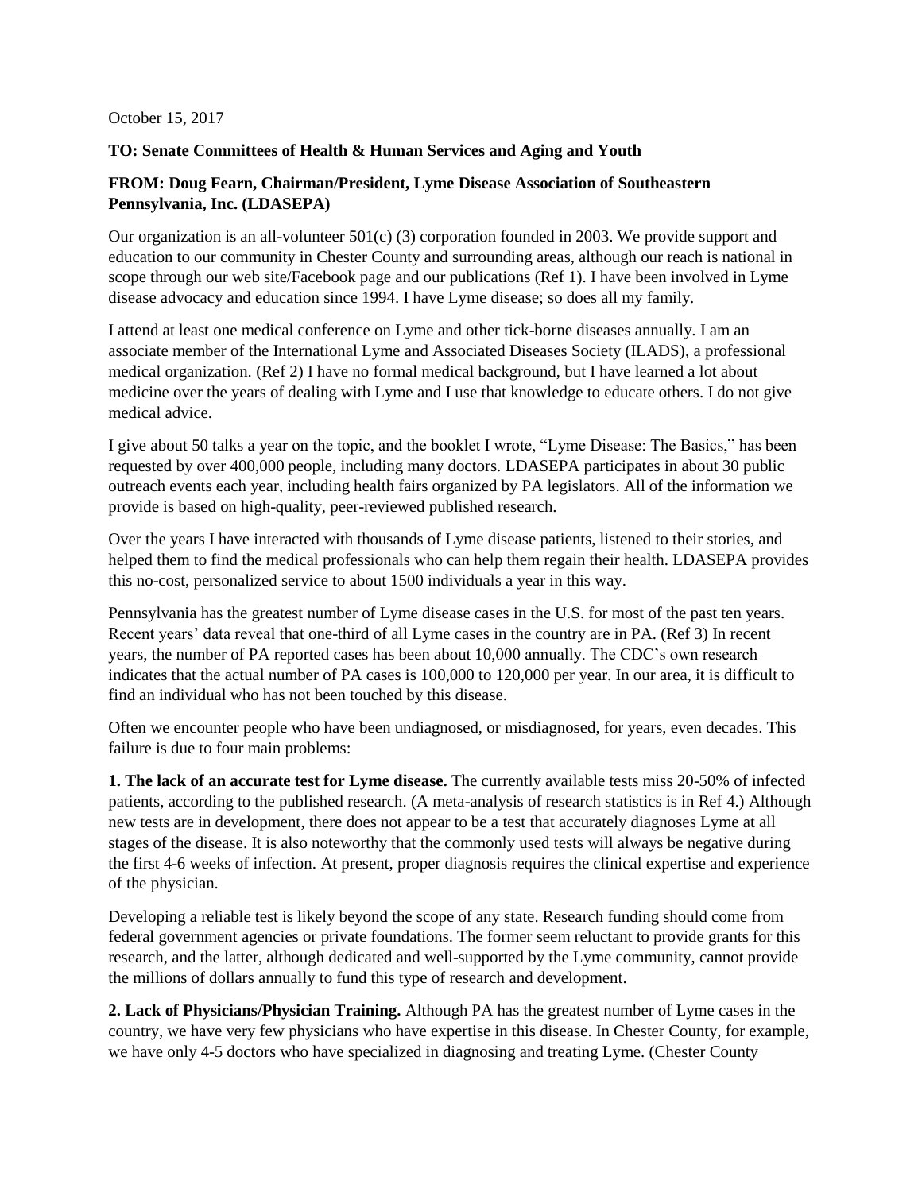October 15, 2017

**TO: Senate Committees of Health & Human Services and Aging and Youth**

**FROM: Doug Fearn, Chairman/President, Lyme Disease Association of Southeastern Pennsylvania, Inc. (LDASEPA)**

Our organization is an all-volunteer 501(c) (3) corporation founded in 2003. We provide support and education to our community in Chester County and surrounding areas, although our reach is national in scope through our web site/Facebook page and our publications (Ref 1). I have been involved in Lyme disease advocacy and education since 1994. I have Lyme disease; so does all my family.

I attend at least one medical conference on Lyme and other tick-borne diseases annually. I am an associate member of the International Lyme and Associated Diseases Society (ILADS), a professional medical organization. (Ref 2) I have no formal medical background, but I have learned a lot about medicine over the years of dealing with Lyme and I use that knowledge to educate others. I do not give medical advice.

I give about 50 talks a year on the topic, and the booklet I wrote, "Lyme Disease: The Basics," has been requested by over 400,000 people, including many doctors. LDASEPA participates in about 30 public outreach events each year, including health fairs organized by PA legislators. All of the information we provide is based on high-quality, peer-reviewed published research.

Over the years I have interacted with thousands of Lyme disease patients, listened to their stories, and helped them to find the medical professionals who can help them regain their health. LDASEPA provides this no-cost, personalized service to about 1500 individuals a year in this way.

Pennsylvania has the greatest number of Lyme disease cases in the U.S. for most of the past ten years. Recent years' data reveal that one-third of all Lyme cases in the country are in PA. (Ref 3) In recent years, the number of PA reported cases has been about 10,000 annually. The CDC's own research indicates that the actual number of PA cases is 100,000 to 120,000 per year. In our area, it is difficult to find an individual who has not been touched by this disease.

Often we encounter people who have been undiagnosed, or misdiagnosed, for years, even decades. This failure is due to four main problems:

**1. The lack of an accurate test for Lyme disease.** The currently available tests miss 20-50% of infected patients, according to the published research. (A meta-analysis of research statistics is in Ref 4.) Although new tests are in development, there does not appear to be a test that accurately diagnoses Lyme at all stages of the disease. It is also noteworthy that the commonly used tests will always be negative during the first 4-6 weeks of infection. At present, proper diagnosis requires the clinical expertise and experience of the physician.

Developing a reliable test is likely beyond the scope of any state. Research funding should come from federal government agencies or private foundations. The former seem reluctant to provide grants for this research, and the latter, although dedicated and well-supported by the Lyme community, cannot provide the millions of dollars annually to fund this type of research and development.

**2. Lack of Physicians/Physician Training.** Although PA has the greatest number of Lyme cases in the country, we have very few physicians who have expertise in this disease. In Chester County, for example, we have only 4-5 doctors who have specialized in diagnosing and treating Lyme. (Chester County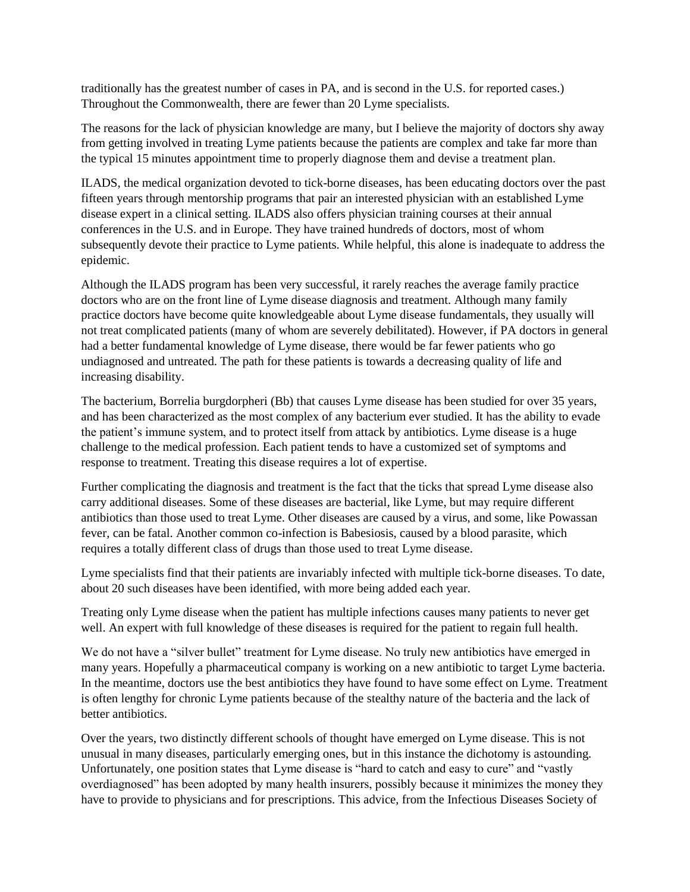traditionally has the greatest number of cases in PA, and is second in the U.S. for reported cases.) Throughout the Commonwealth, there are fewer than 20 Lyme specialists.

The reasons for the lack of physician knowledge are many, but I believe the majority of doctors shy away from getting involved in treating Lyme patients because the patients are complex and take far more than the typical 15 minutes appointment time to properly diagnose them and devise a treatment plan.

ILADS, the medical organization devoted to tick-borne diseases, has been educating doctors over the past fifteen years through mentorship programs that pair an interested physician with an established Lyme disease expert in a clinical setting. ILADS also offers physician training courses at their annual conferences in the U.S. and in Europe. They have trained hundreds of doctors, most of whom subsequently devote their practice to Lyme patients. While helpful, this alone is inadequate to address the epidemic.

Although the ILADS program has been very successful, it rarely reaches the average family practice doctors who are on the front line of Lyme disease diagnosis and treatment. Although many family practice doctors have become quite knowledgeable about Lyme disease fundamentals, they usually will not treat complicated patients (many of whom are severely debilitated). However, if PA doctors in general had a better fundamental knowledge of Lyme disease, there would be far fewer patients who go undiagnosed and untreated. The path for these patients is towards a decreasing quality of life and increasing disability.

The bacterium, Borrelia burgdorpheri (Bb) that causes Lyme disease has been studied for over 35 years, and has been characterized as the most complex of any bacterium ever studied. It has the ability to evade the patient's immune system, and to protect itself from attack by antibiotics. Lyme disease is a huge challenge to the medical profession. Each patient tends to have a customized set of symptoms and response to treatment. Treating this disease requires a lot of expertise.

Further complicating the diagnosis and treatment is the fact that the ticks that spread Lyme disease also carry additional diseases. Some of these diseases are bacterial, like Lyme, but may require different antibiotics than those used to treat Lyme. Other diseases are caused by a virus, and some, like Powassan fever, can be fatal. Another common co-infection is Babesiosis, caused by a blood parasite, which requires a totally different class of drugs than those used to treat Lyme disease.

Lyme specialists find that their patients are invariably infected with multiple tick-borne diseases. To date, about 20 such diseases have been identified, with more being added each year.

Treating only Lyme disease when the patient has multiple infections causes many patients to never get well. An expert with full knowledge of these diseases is required for the patient to regain full health.

We do not have a "silver bullet" treatment for Lyme disease. No truly new antibiotics have emerged in many years. Hopefully a pharmaceutical company is working on a new antibiotic to target Lyme bacteria. In the meantime, doctors use the best antibiotics they have found to have some effect on Lyme. Treatment is often lengthy for chronic Lyme patients because of the stealthy nature of the bacteria and the lack of better antibiotics.

Over the years, two distinctly different schools of thought have emerged on Lyme disease. This is not unusual in many diseases, particularly emerging ones, but in this instance the dichotomy is astounding. Unfortunately, one position states that Lyme disease is "hard to catch and easy to cure" and "vastly overdiagnosed" has been adopted by many health insurers, possibly because it minimizes the money they have to provide to physicians and for prescriptions. This advice, from the Infectious Diseases Society of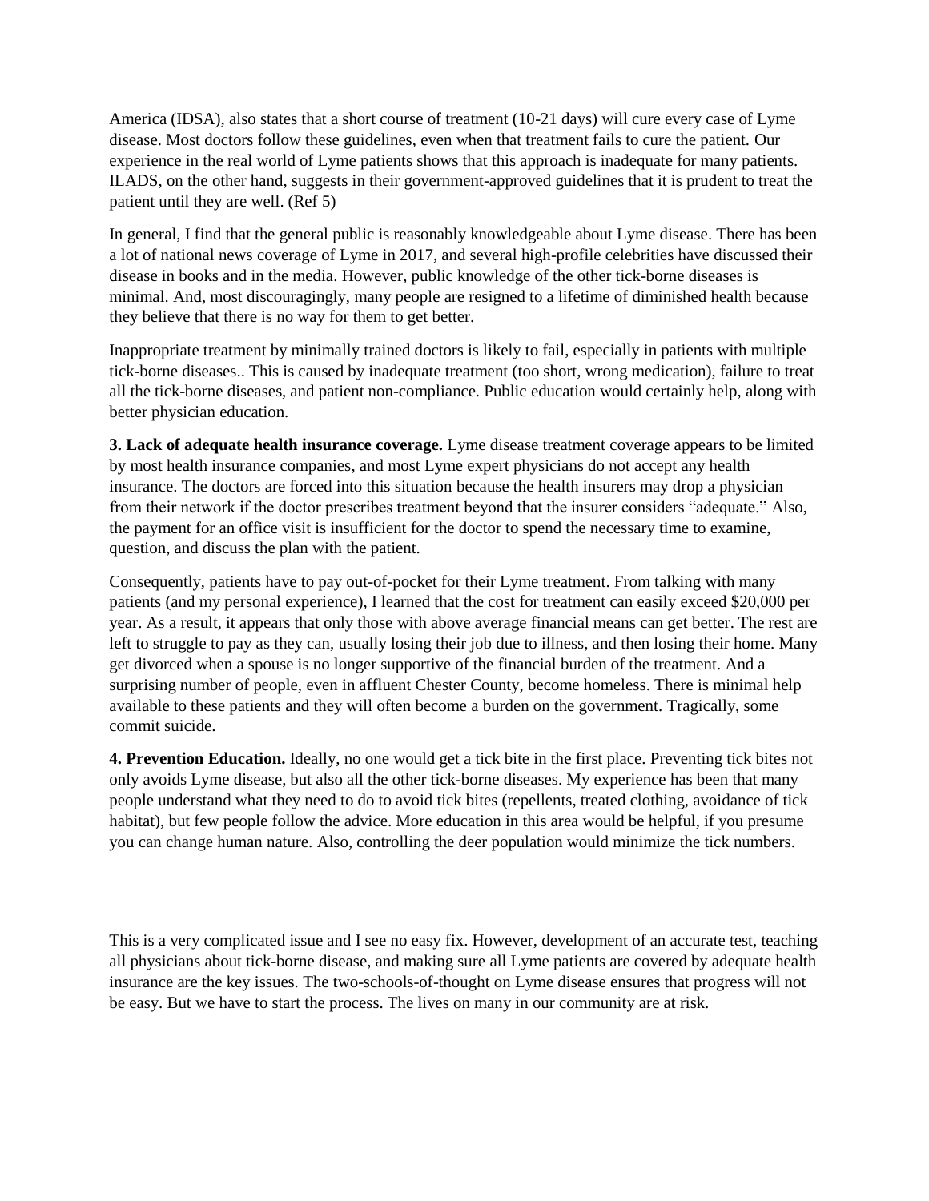America (IDSA), also states that a short course of treatment (10-21 days) will cure every case of Lyme disease. Most doctors follow these guidelines, even when that treatment fails to cure the patient. Our experience in the real world of Lyme patients shows that this approach is inadequate for many patients. ILADS, on the other hand, suggests in their government-approved guidelines that it is prudent to treat the patient until they are well. (Ref 5)

In general, I find that the general public is reasonably knowledgeable about Lyme disease. There has been a lot of national news coverage of Lyme in 2017, and several high-profile celebrities have discussed their disease in books and in the media. However, public knowledge of the other tick-borne diseases is minimal. And, most discouragingly, many people are resigned to a lifetime of diminished health because they believe that there is no way for them to get better.

Inappropriate treatment by minimally trained doctors is likely to fail, especially in patients with multiple tick-borne diseases.. This is caused by inadequate treatment (too short, wrong medication), failure to treat all the tick-borne diseases, and patient non-compliance. Public education would certainly help, along with better physician education.

**3. Lack of adequate health insurance coverage.** Lyme disease treatment coverage appears to be limited by most health insurance companies, and most Lyme expert physicians do not accept any health insurance. The doctors are forced into this situation because the health insurers may drop a physician from their network if the doctor prescribes treatment beyond that the insurer considers "adequate." Also, the payment for an office visit is insufficient for the doctor to spend the necessary time to examine, question, and discuss the plan with the patient.

Consequently, patients have to pay out-of-pocket for their Lyme treatment. From talking with many patients (and my personal experience), I learned that the cost for treatment can easily exceed $20,000 per year. As a result, it appears that only those with above average financial means can get better. The rest are left to struggle to pay as they can, usually losing their job due to illness, and then losing their home. Many get divorced when a spouse is no longer supportive of the financial burden of the treatment. And a surprising number of people, even in affluent Chester County, become homeless. There is minimal help available to these patients and they will often become a burden on the government. Tragically, some commit suicide.

**4. Prevention Education.** Ideally, no one would get a tick bite in the first place. Preventing tick bites not only avoids Lyme disease, but also all the other tick-borne diseases. My experience has been that many people understand what they need to do to avoid tick bites (repellents, treated clothing, avoidance of tick habitat), but few people follow the advice. More education in this area would be helpful, if you presume you can change human nature. Also, controlling the deer population would minimize the tick numbers.

This is a very complicated issue and I see no easy fix. However, development of an accurate test, teaching all physicians about tick-borne disease, and making sure all Lyme patients are covered by adequate health insurance are the key issues. The two-schools-of-thought on Lyme disease ensures that progress will not be easy. But we have to start the process. The lives on many in our community are at risk.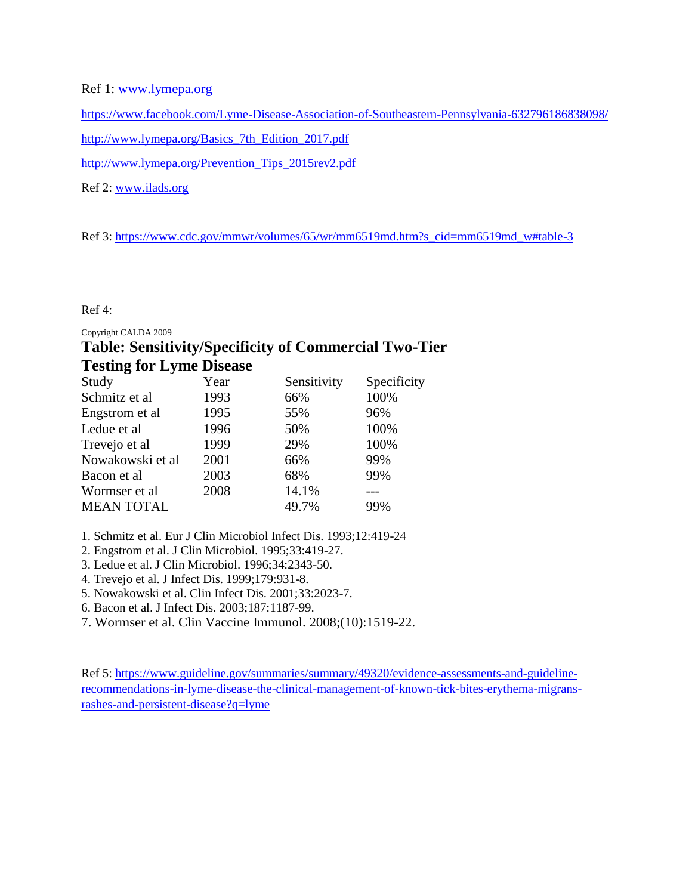Ref 1: www.lymepa.org

https://www.facebook.com/Lyme-Disease-Association-of-Southeastern-Pennsylvania-632796186838098/

http://www.lymepa.org/Basics_7th_Edition_2017.pdf

http://www.lymepa.org/Prevention_Tips_2015rev2.pdf

Ref 2: www.ilads.org

Ref 3: https://www.cdc.gov/mmwr/volumes/65/wr/mm6519md.htm?s_cid=mm6519md_w#table-3

Ref 4:

Copyright CALDA 2009

## Table: Sensitivity/Specificity of Commercial Two-Tier Testing for Lyme Disease

| Study | Year | Sensitivity | Specificity |
|---|---|---|---|
| Schmitz et al | 1993 | 66% | 100% |
| Engstrom et al | 1995 | 55% | 96% |
| Ledue et al | 1996 | 50% | 100% |
| Trevejo et al | 1999 | 29% | 100% |
| Nowakowski et al | 2001 | 66% | 99% |
| Bacon et al | 2003 | 68% | 99% |
| Wormser et al | 2008 | 14.1% | --- |
| MEAN TOTAL | | 49.7% | 99% |

1. Schmitz et al. Eur J Clin Microbiol Infect Dis. 1993;12:419-24
2. Engstrom et al. J Clin Microbiol. 1995;33:419-27.
3. Ledue et al. J Clin Microbiol. 1996;34:2343-50.
4. Trevejo et al. J Infect Dis. 1999;179:931-8.
5. Nowakowski et al. Clin Infect Dis. 2001;33:2023-7.
6. Bacon et al. J Infect Dis. 2003;187:1187-99.
7. Wormser et al. Clin Vaccine Immunol. 2008;(10):1519-22.

Ref 5: https://www.guideline.gov/summaries/summary/49320/evidence-assessments-and-guideline-recommendations-in-lyme-disease-the-clinical-management-of-known-tick-bites-erythema-migrans-rashes-and-persistent-disease?q=lyme